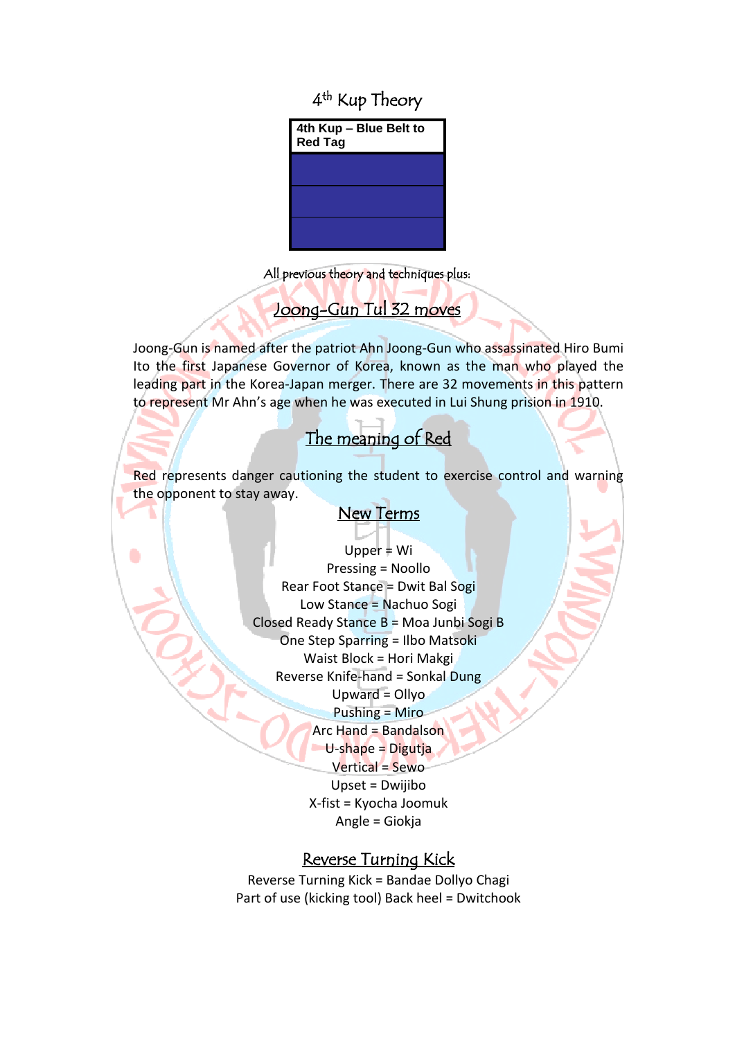# 4th Kup Theory

| 4th Kup – Blue Belt to Red Tag |
|---|
| |
| |
| |

All previous theory and techniques plus:

## Joong-Gun Tul 32 moves

Joong-Gun is named after the patriot Ahn Joong-Gun who assassinated Hiro Bumi Ito the first Japanese Governor of Korea, known as the man who played the leading part in the Korea-Japan merger. There are 32 movements in this pattern to represent Mr Ahn's age when he was executed in Lui Shung prision in 1910.

## The meaning of Red

Red represents danger cautioning the student to exercise control and warning the opponent to stay away.

## New Terms

Upper = Wi
Pressing = Noollo
Rear Foot Stance = Dwit Bal Sogi
Low Stance = Nachuo Sogi
Closed Ready Stance B = Moa Junbi Sogi B
One Step Sparring = Ilbo Matsoki
Waist Block = Hori Makgi
Reverse Knife-hand = Sonkal Dung
Upward = Ollyo
Pushing = Miro
Arc Hand = Bandalson
U-shape = Digutja
Vertical = Sewo
Upset = Dwijibo
X-fist = Kyocha Joomuk
Angle = Giokja

## Reverse Turning Kick

Reverse Turning Kick = Bandae Dollyo Chagi
Part of use (kicking tool) Back heel = Dwitchook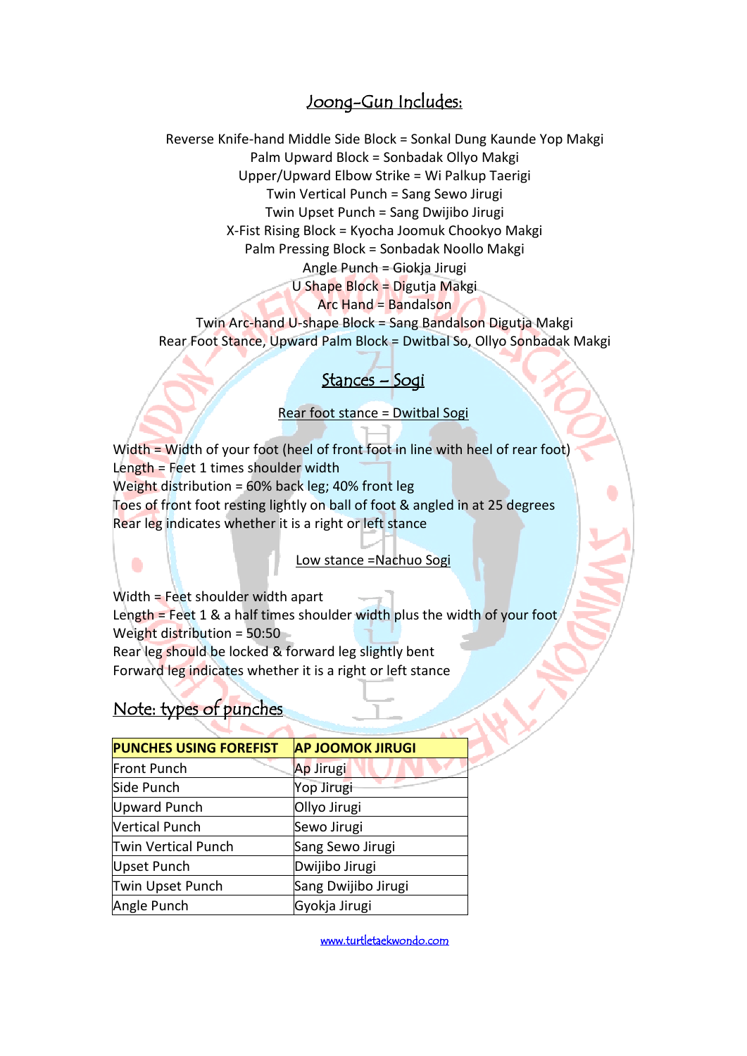## Joong-Gun Includes:

Reverse Knife-hand Middle Side Block = Sonkal Dung Kaunde Yop Makgi
Palm Upward Block = Sonbadak Ollyo Makgi
Upper/Upward Elbow Strike = Wi Palkup Taerigi
Twin Vertical Punch = Sang Sewo Jirugi
Twin Upset Punch = Sang Dwijibo Jirugi
X-Fist Rising Block = Kyocha Joomuk Chookyo Makgi
Palm Pressing Block = Sonbadak Noollo Makgi
Angle Punch = Giokja Jirugi
U Shape Block = Digutja Makgi
Arc Hand = Bandalson
Twin Arc-hand U-shape Block = Sang Bandalson Digutja Makgi
Rear Foot Stance, Upward Palm Block = Dwitbal So, Ollyo Sonbadak Makgi

## Stances – Sogi

### Rear foot stance = Dwitbal Sogi

Width = Width of your foot (heel of front foot in line with heel of rear foot)
Length = Feet 1 times shoulder width
Weight distribution = 60% back leg; 40% front leg
Toes of front foot resting lightly on ball of foot & angled in at 25 degrees
Rear leg indicates whether it is a right or left stance

### Low stance =Nachuo Sogi

Width = Feet shoulder width apart
Length = Feet 1 & a half times shoulder width plus the width of your foot
Weight distribution = 50:50
Rear leg should be locked & forward leg slightly bent
Forward leg indicates whether it is a right or left stance

## Note: types of punches

| PUNCHES USING FOREFIST | AP JOOMOK JIRUGI |
|---|---|
| Front Punch | Ap Jirugi |
| Side Punch | Yop Jirugi |
| Upward Punch | Ollyo Jirugi |
| Vertical Punch | Sewo Jirugi |
| Twin Vertical Punch | Sang Sewo Jirugi |
| Upset Punch | Dwijibo Jirugi |
| Twin Upset Punch | Sang Dwijibo Jirugi |
| Angle Punch | Gyokja Jirugi |

www.turtletaekwondo.com